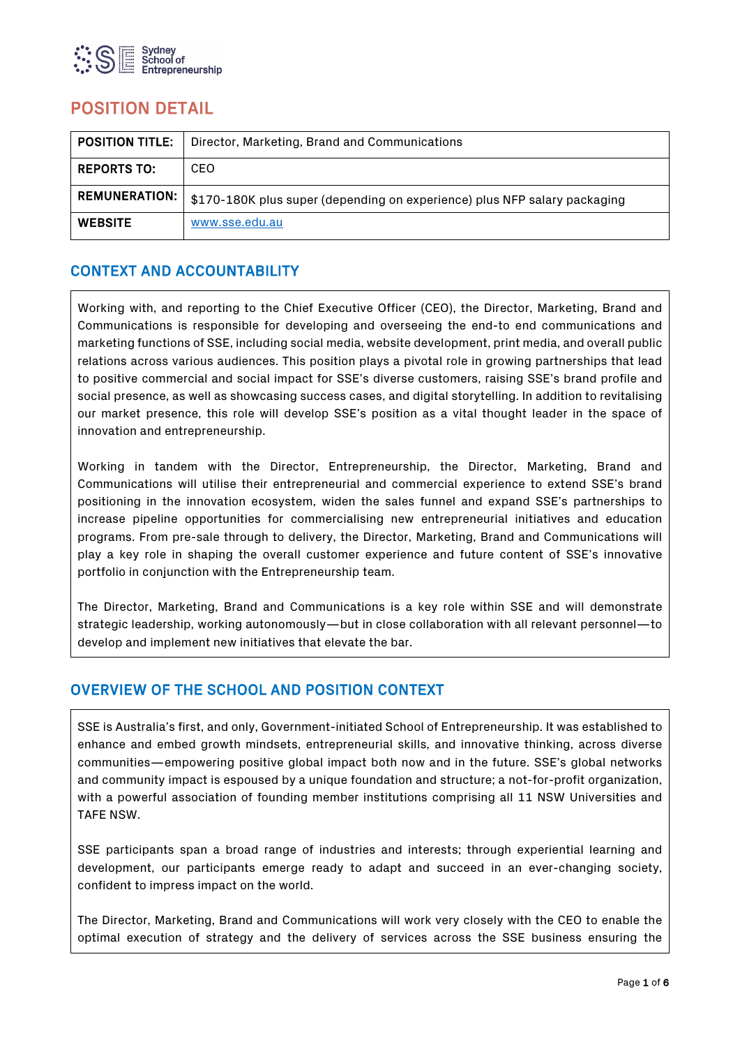# POSITION DETAIL

| POSITION TITLE: | Director, Marketing, Brand and Communications |
|---|---|
| REPORTS TO: | CEO |
| REMUNERATION: | $170-180K plus super (depending on experience) plus NFP salary packaging |
| WEBSITE | www.sse.edu.au |

## CONTEXT AND ACCOUNTABILITY

Working with, and reporting to the Chief Executive Officer (CEO), the Director, Marketing, Brand and Communications is responsible for developing and overseeing the end-to end communications and marketing functions of SSE, including social media, website development, print media, and overall public relations across various audiences. This position plays a pivotal role in growing partnerships that lead to positive commercial and social impact for SSE's diverse customers, raising SSE's brand profile and social presence, as well as showcasing success cases, and digital storytelling. In addition to revitalising our market presence, this role will develop SSE's position as a vital thought leader in the space of innovation and entrepreneurship.

Working in tandem with the Director, Entrepreneurship, the Director, Marketing, Brand and Communications will utilise their entrepreneurial and commercial experience to extend SSE's brand positioning in the innovation ecosystem, widen the sales funnel and expand SSE's partnerships to increase pipeline opportunities for commercialising new entrepreneurial initiatives and education programs. From pre-sale through to delivery, the Director, Marketing, Brand and Communications will play a key role in shaping the overall customer experience and future content of SSE's innovative portfolio in conjunction with the Entrepreneurship team.

The Director, Marketing, Brand and Communications is a key role within SSE and will demonstrate strategic leadership, working autonomously—but in close collaboration with all relevant personnel—to develop and implement new initiatives that elevate the bar.

## OVERVIEW OF THE SCHOOL AND POSITION CONTEXT

SSE is Australia's first, and only, Government-initiated School of Entrepreneurship. It was established to enhance and embed growth mindsets, entrepreneurial skills, and innovative thinking, across diverse communities—empowering positive global impact both now and in the future. SSE's global networks and community impact is espoused by a unique foundation and structure; a not-for-profit organization, with a powerful association of founding member institutions comprising all 11 NSW Universities and TAFE NSW.

SSE participants span a broad range of industries and interests; through experiential learning and development, our participants emerge ready to adapt and succeed in an ever-changing society, confident to impress impact on the world.

The Director, Marketing, Brand and Communications will work very closely with the CEO to enable the optimal execution of strategy and the delivery of services across the SSE business ensuring the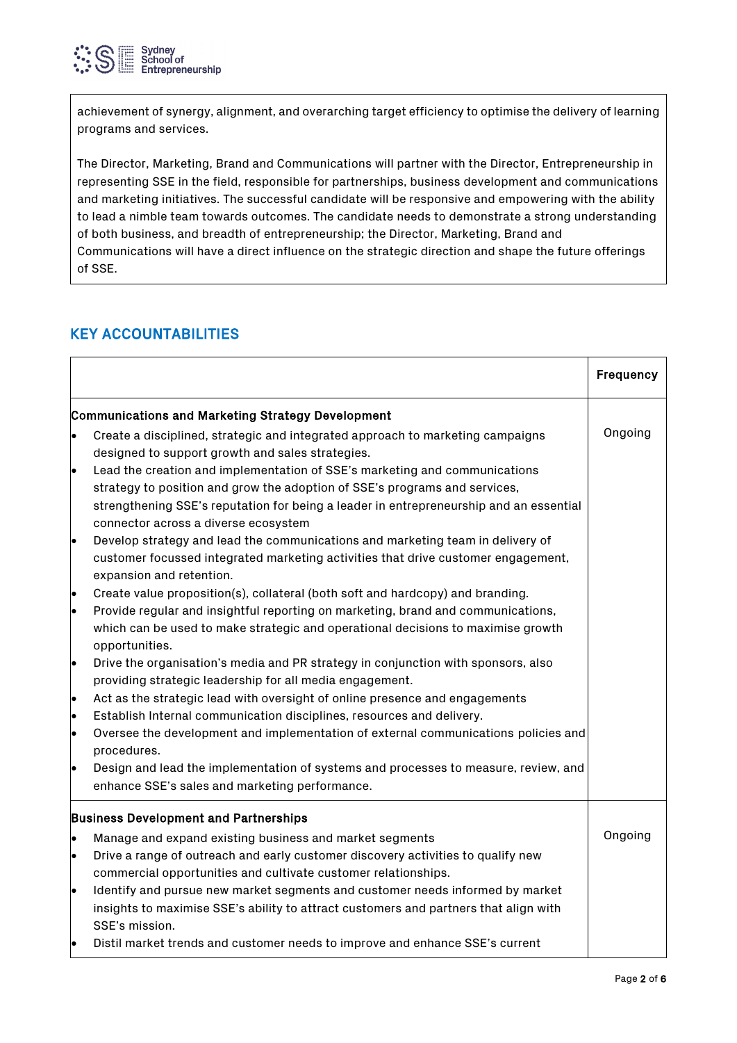achievement of synergy, alignment, and overarching target efficiency to optimise the delivery of learning programs and services.

The Director, Marketing, Brand and Communications will partner with the Director, Entrepreneurship in representing SSE in the field, responsible for partnerships, business development and communications and marketing initiatives. The successful candidate will be responsive and empowering with the ability to lead a nimble team towards outcomes. The candidate needs to demonstrate a strong understanding of both business, and breadth of entrepreneurship; the Director, Marketing, Brand and Communications will have a direct influence on the strategic direction and shape the future offerings of SSE.

## KEY ACCOUNTABILITIES

| | Frequency |
|---|---|
| **Communications and Marketing Strategy Development**<br>• Create a disciplined, strategic and integrated approach to marketing campaigns designed to support growth and sales strategies.<br>• Lead the creation and implementation of SSE's marketing and communications strategy to position and grow the adoption of SSE's programs and services, strengthening SSE's reputation for being a leader in entrepreneurship and an essential connector across a diverse ecosystem<br>• Develop strategy and lead the communications and marketing team in delivery of customer focussed integrated marketing activities that drive customer engagement, expansion and retention.<br>• Create value proposition(s), collateral (both soft and hardcopy) and branding.<br>• Provide regular and insightful reporting on marketing, brand and communications, which can be used to make strategic and operational decisions to maximise growth opportunities.<br>• Drive the organisation's media and PR strategy in conjunction with sponsors, also providing strategic leadership for all media engagement.<br>• Act as the strategic lead with oversight of online presence and engagements<br>• Establish Internal communication disciplines, resources and delivery.<br>• Oversee the development and implementation of external communications policies and procedures.<br>• Design and lead the implementation of systems and processes to measure, review, and enhance SSE's sales and marketing performance. | Ongoing |
| **Business Development and Partnerships**<br>• Manage and expand existing business and market segments<br>• Drive a range of outreach and early customer discovery activities to qualify new commercial opportunities and cultivate customer relationships.<br>• Identify and pursue new market segments and customer needs informed by market insights to maximise SSE's ability to attract customers and partners that align with SSE's mission.<br>• Distil market trends and customer needs to improve and enhance SSE's current | Ongoing |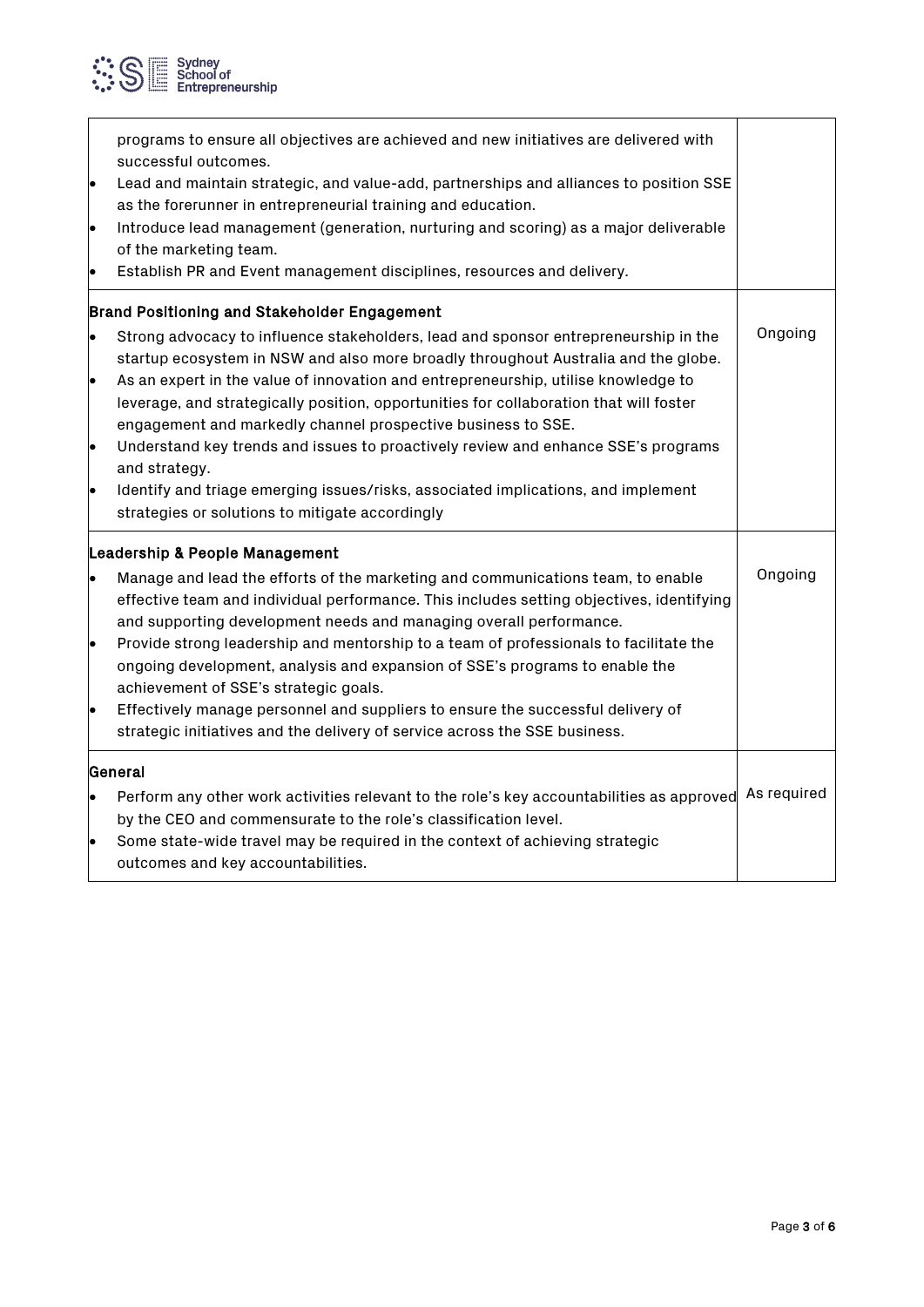| | |
|---|---|
| programs to ensure all objectives are achieved and new initiatives are delivered with successful outcomes.<br>• Lead and maintain strategic, and value-add, partnerships and alliances to position SSE as the forerunner in entrepreneurial training and education.<br>• Introduce lead management (generation, nurturing and scoring) as a major deliverable of the marketing team.<br>• Establish PR and Event management disciplines, resources and delivery. | |
| **Brand Positioning and Stakeholder Engagement**<br>• Strong advocacy to influence stakeholders, lead and sponsor entrepreneurship in the startup ecosystem in NSW and also more broadly throughout Australia and the globe.<br>• As an expert in the value of innovation and entrepreneurship, utilise knowledge to leverage, and strategically position, opportunities for collaboration that will foster engagement and markedly channel prospective business to SSE.<br>• Understand key trends and issues to proactively review and enhance SSE's programs and strategy.<br>• Identify and triage emerging issues/risks, associated implications, and implement strategies or solutions to mitigate accordingly | Ongoing |
| **Leadership & People Management**<br>• Manage and lead the efforts of the marketing and communications team, to enable effective team and individual performance. This includes setting objectives, identifying and supporting development needs and managing overall performance.<br>• Provide strong leadership and mentorship to a team of professionals to facilitate the ongoing development, analysis and expansion of SSE's programs to enable the achievement of SSE's strategic goals.<br>• Effectively manage personnel and suppliers to ensure the successful delivery of strategic initiatives and the delivery of service across the SSE business. | Ongoing |
| **General**<br>• Perform any other work activities relevant to the role's key accountabilities as approved by the CEO and commensurate to the role's classification level.<br>• Some state-wide travel may be required in the context of achieving strategic outcomes and key accountabilities. | As required |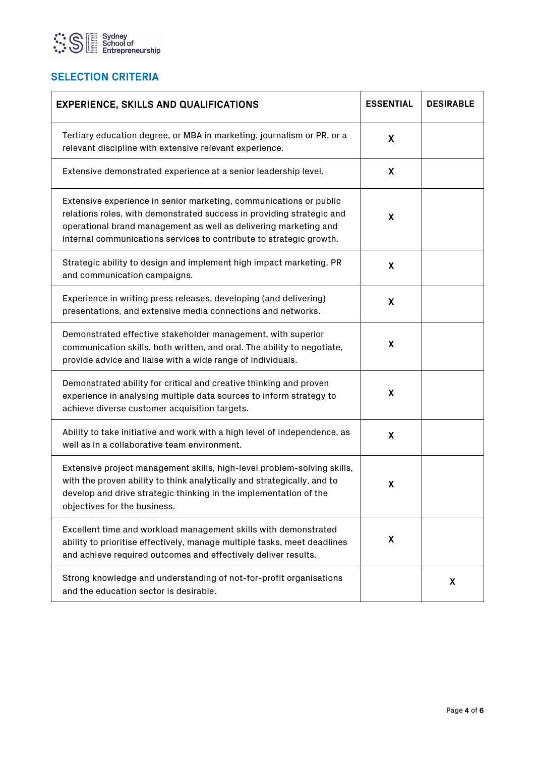## SELECTION CRITERIA

| EXPERIENCE, SKILLS AND QUALIFICATIONS | ESSENTIAL | DESIRABLE |
|---|---|---|
| Tertiary education degree, or MBA in marketing, journalism or PR, or a relevant discipline with extensive relevant experience. | X | |
| Extensive demonstrated experience at a senior leadership level. | X | |
| Extensive experience in senior marketing, communications or public relations roles, with demonstrated success in providing strategic and operational brand management as well as delivering marketing and internal communications services to contribute to strategic growth. | X | |
| Strategic ability to design and implement high impact marketing, PR and communication campaigns. | X | |
| Experience in writing press releases, developing (and delivering) presentations, and extensive media connections and networks. | X | |
| Demonstrated effective stakeholder management, with superior communication skills, both written, and oral. The ability to negotiate, provide advice and liaise with a wide range of individuals. | X | |
| Demonstrated ability for critical and creative thinking and proven experience in analysing multiple data sources to inform strategy to achieve diverse customer acquisition targets. | X | |
| Ability to take initiative and work with a high level of independence, as well as in a collaborative team environment. | X | |
| Extensive project management skills, high-level problem-solving skills, with the proven ability to think analytically and strategically, and to develop and drive strategic thinking in the implementation of the objectives for the business. | X | |
| Excellent time and workload management skills with demonstrated ability to prioritise effectively, manage multiple tasks, meet deadlines and achieve required outcomes and effectively deliver results. | X | |
| Strong knowledge and understanding of not-for-profit organisations and the education sector is desirable. | | X |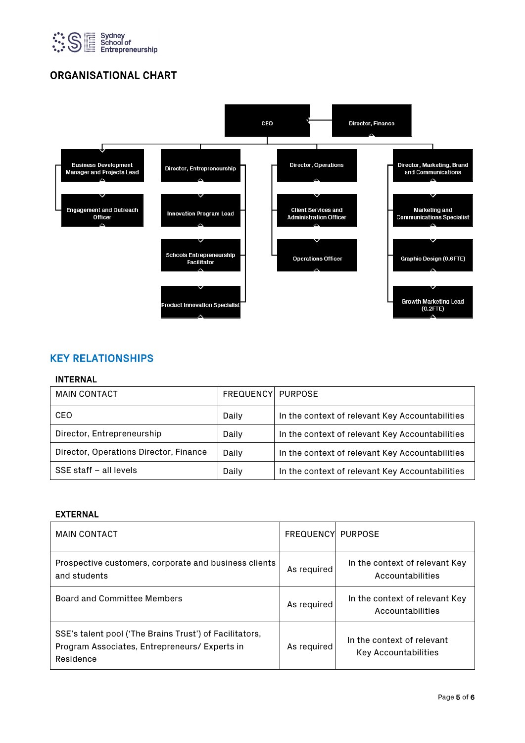## ORGANISATIONAL CHART

- CEO — Director, Finance
  - Business Development Manager and Projects Lead
    - Engagement and Outreach Officer
  - Director, Entrepreneurship
    - Innovation Program Lead
    - Schools Entrepreneurship Facilitator
    - Product Innovation Specialist
  - Director, Operations
    - Client Services and Administration Officer
    - Operations Officer
  - Director, Marketing, Brand and Communications
    - Marketing and Communications Specialist
    - Graphic Design (0.6FTE)
    - Growth Marketing Lead (0.2FTE)

## KEY RELATIONSHIPS

### INTERNAL

| MAIN CONTACT | FREQUENCY | PURPOSE |
|---|---|---|
| CEO | Daily | In the context of relevant Key Accountabilities |
| Director, Entrepreneurship | Daily | In the context of relevant Key Accountabilities |
| Director, Operations Director, Finance | Daily | In the context of relevant Key Accountabilities |
| SSE staff – all levels | Daily | In the context of relevant Key Accountabilities |

### EXTERNAL

| MAIN CONTACT | FREQUENCY | PURPOSE |
|---|---|---|
| Prospective customers, corporate and business clients and students | As required | In the context of relevant Key Accountabilities |
| Board and Committee Members | As required | In the context of relevant Key Accountabilities |
| SSE's talent pool ('The Brains Trust') of Facilitators, Program Associates, Entrepreneurs/ Experts in Residence | As required | In the context of relevant Key Accountabilities |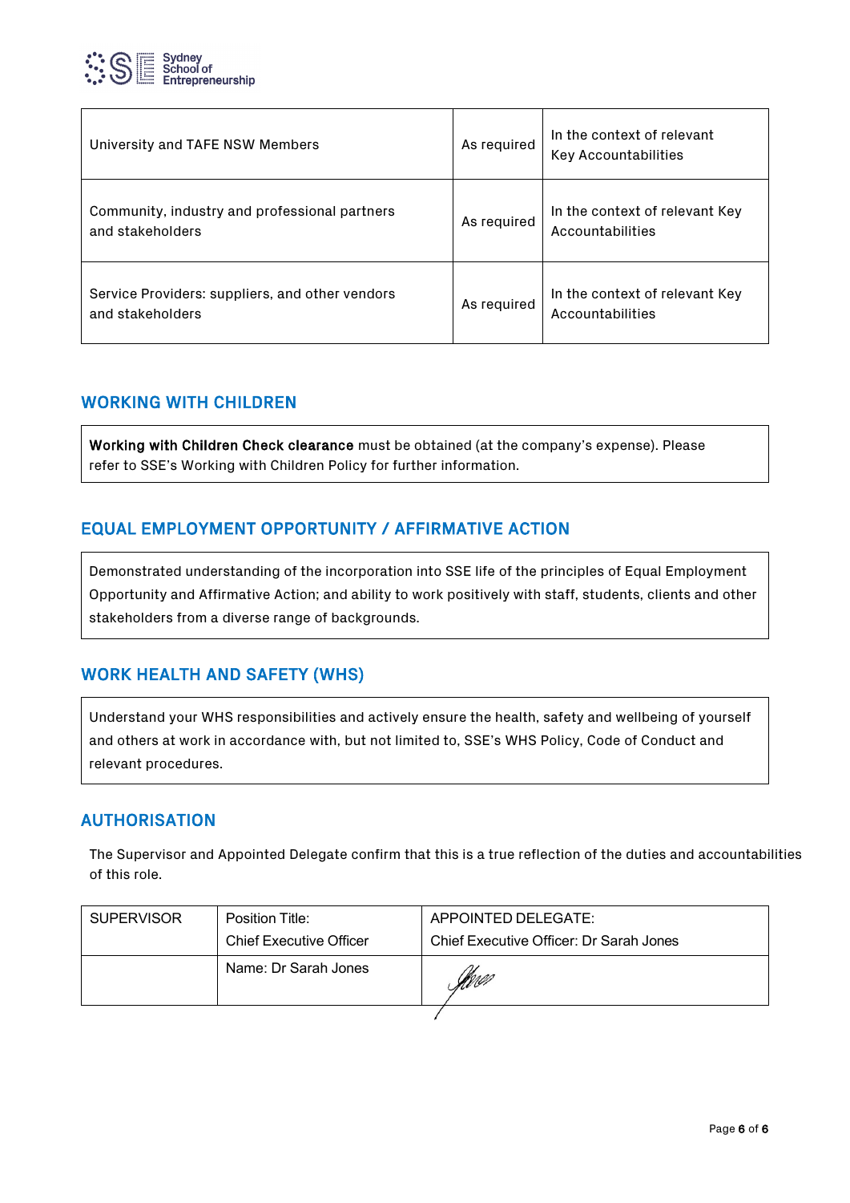| | | |
|---|---|---|
| University and TAFE NSW Members | As required | In the context of relevant Key Accountabilities |
| Community, industry and professional partners and stakeholders | As required | In the context of relevant Key Accountabilities |
| Service Providers: suppliers, and other vendors and stakeholders | As required | In the context of relevant Key Accountabilities |

## WORKING WITH CHILDREN

**Working with Children Check clearance** must be obtained (at the company's expense). Please refer to SSE's Working with Children Policy for further information.

## EQUAL EMPLOYMENT OPPORTUNITY / AFFIRMATIVE ACTION

Demonstrated understanding of the incorporation into SSE life of the principles of Equal Employment Opportunity and Affirmative Action; and ability to work positively with staff, students, clients and other stakeholders from a diverse range of backgrounds.

## WORK HEALTH AND SAFETY (WHS)

Understand your WHS responsibilities and actively ensure the health, safety and wellbeing of yourself and others at work in accordance with, but not limited to, SSE's WHS Policy, Code of Conduct and relevant procedures.

## AUTHORISATION

The Supervisor and Appointed Delegate confirm that this is a true reflection of the duties and accountabilities of this role.

| | | |
|---|---|---|
| SUPERVISOR | Position Title: Chief Executive Officer | APPOINTED DELEGATE: Chief Executive Officer: Dr Sarah Jones |
| | Name: Dr Sarah Jones | |